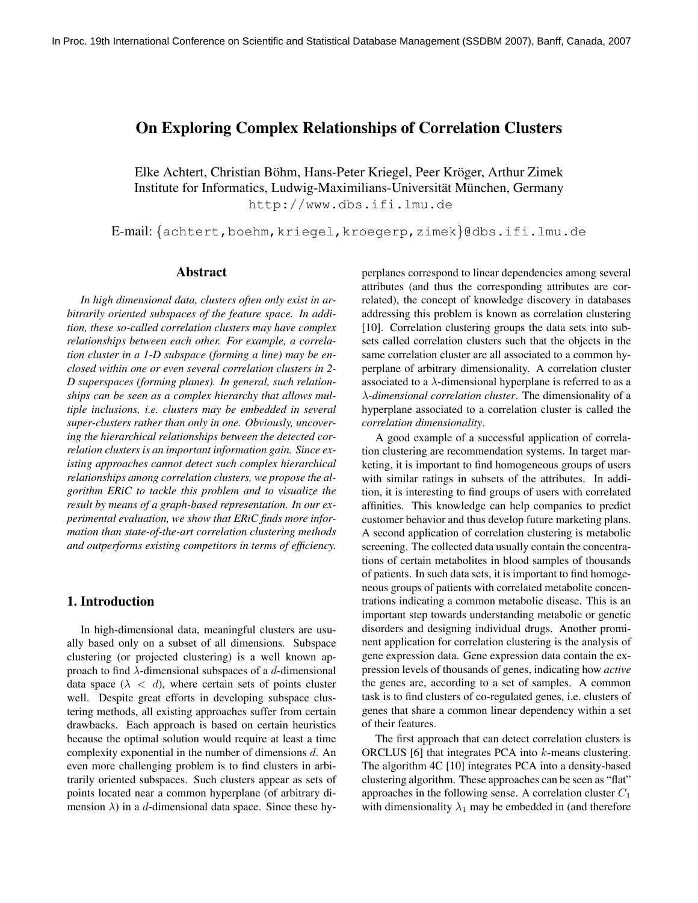# On Exploring Complex Relationships of Correlation Clusters

Elke Achtert, Christian Böhm, Hans-Peter Kriegel, Peer Kröger, Arthur Zimek
Institute for Informatics, Ludwig-Maximilians-Universität München, Germany
http://www.dbs.ifi.lmu.de

E-mail: {achtert,boehm,kriegel,kroegerp,zimek}@dbs.ifi.lmu.de

## Abstract

*In high dimensional data, clusters often only exist in arbitrarily oriented subspaces of the feature space. In addition, these so-called correlation clusters may have complex relationships between each other. For example, a correlation cluster in a 1-D subspace (forming a line) may be enclosed within one or even several correlation clusters in 2-D superspaces (forming planes). In general, such relationships can be seen as a complex hierarchy that allows multiple inclusions, i.e. clusters may be embedded in several super-clusters rather than only in one. Obviously, uncovering the hierarchical relationships between the detected correlation clusters is an important information gain. Since existing approaches cannot detect such complex hierarchical relationships among correlation clusters, we propose the algorithm ERiC to tackle this problem and to visualize the result by means of a graph-based representation. In our experimental evaluation, we show that ERiC finds more information than state-of-the-art correlation clustering methods and outperforms existing competitors in terms of efficiency.*

## 1. Introduction

In high-dimensional data, meaningful clusters are usually based only on a subset of all dimensions. Subspace clustering (or projected clustering) is a well known approach to find $\lambda$-dimensional subspaces of a $d$-dimensional data space ($\lambda < d$), where certain sets of points cluster well. Despite great efforts in developing subspace clustering methods, all existing approaches suffer from certain drawbacks. Each approach is based on certain heuristics because the optimal solution would require at least a time complexity exponential in the number of dimensions $d$. An even more challenging problem is to find clusters in arbitrarily oriented subspaces. Such clusters appear as sets of points located near a common hyperplane (of arbitrary dimension $\lambda$) in a $d$-dimensional data space. Since these hyperplanes correspond to linear dependencies among several attributes (and thus the corresponding attributes are correlated), the concept of knowledge discovery in databases addressing this problem is known as correlation clustering [10]. Correlation clustering groups the data sets into subsets called correlation clusters such that the objects in the same correlation cluster are all associated to a common hyperplane of arbitrary dimensionality. A correlation cluster associated to a $\lambda$-dimensional hyperplane is referred to as a *$\lambda$-dimensional correlation cluster*. The dimensionality of a hyperplane associated to a correlation cluster is called the *correlation dimensionality*.

A good example of a successful application of correlation clustering are recommendation systems. In target marketing, it is important to find homogeneous groups of users with similar ratings in subsets of the attributes. In addition, it is interesting to find groups of users with correlated affinities. This knowledge can help companies to predict customer behavior and thus develop future marketing plans. A second application of correlation clustering is metabolic screening. The collected data usually contain the concentrations of certain metabolites in blood samples of thousands of patients. In such data sets, it is important to find homogeneous groups of patients with correlated metabolite concentrations indicating a common metabolic disease. This is an important step towards understanding metabolic or genetic disorders and designing individual drugs. Another prominent application for correlation clustering is the analysis of gene expression data. Gene expression data contain the expression levels of thousands of genes, indicating how *active* the genes are, according to a set of samples. A common task is to find clusters of co-regulated genes, i.e. clusters of genes that share a common linear dependency within a set of their features.

The first approach that can detect correlation clusters is ORCLUS [6] that integrates PCA into $k$-means clustering. The algorithm 4C [10] integrates PCA into a density-based clustering algorithm. These approaches can be seen as "flat" approaches in the following sense. A correlation cluster $C_1$ with dimensionality $\lambda_1$ may be embedded in (and therefore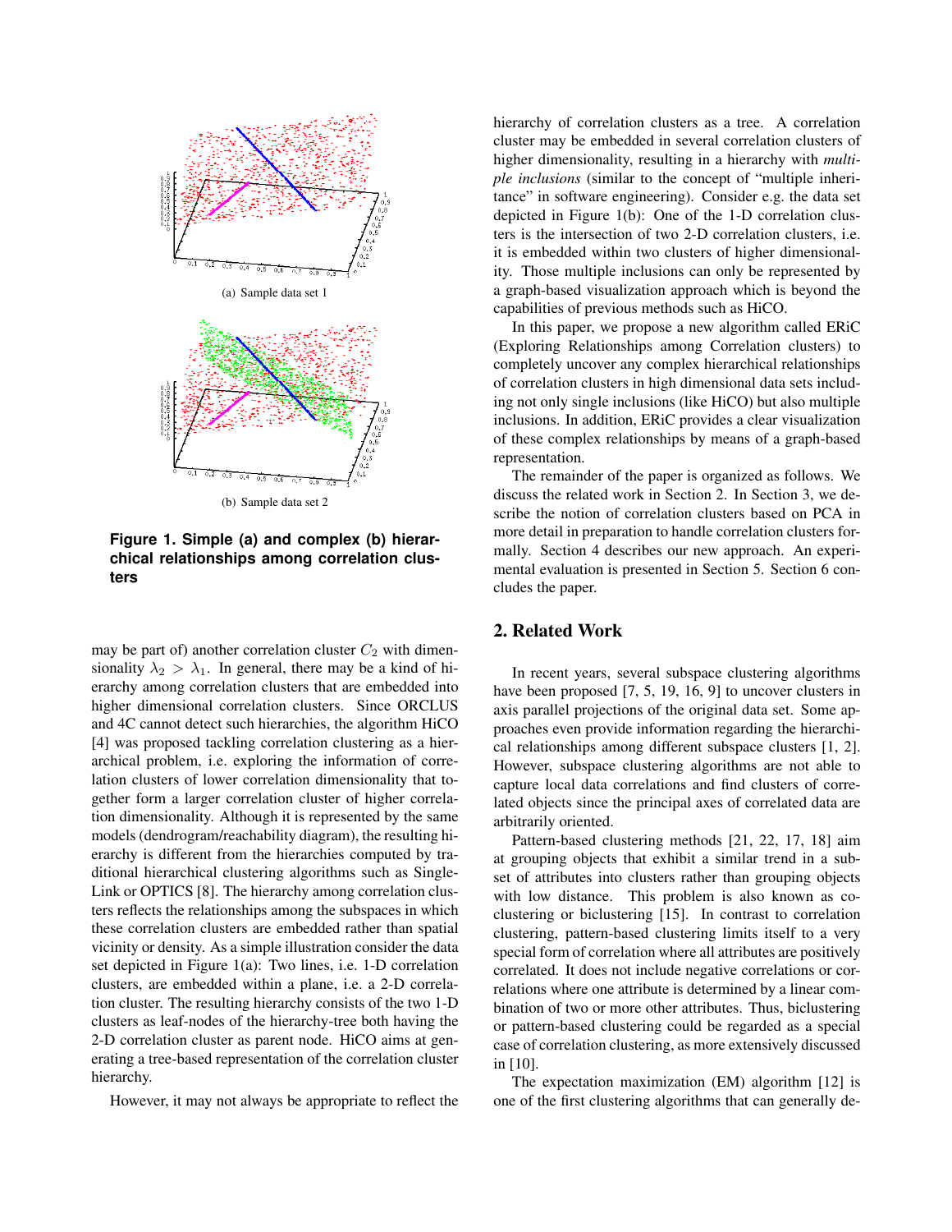(a) Sample data set 1

(b) Sample data set 2

**Figure 1. Simple (a) and complex (b) hierarchical relationships among correlation clusters**

may be part of) another correlation cluster $C_2$ with dimensionality $\lambda_2 > \lambda_1$. In general, there may be a kind of hierarchy among correlation clusters that are embedded into higher dimensional correlation clusters. Since ORCLUS and 4C cannot detect such hierarchies, the algorithm HiCO [4] was proposed tackling correlation clustering as a hierarchical problem, i.e. exploring the information of correlation clusters of lower correlation dimensionality that together form a larger correlation cluster of higher correlation dimensionality. Although it is represented by the same models (dendrogram/reachability diagram), the resulting hierarchy is different from the hierarchies computed by traditional hierarchical clustering algorithms such as Single-Link or OPTICS [8]. The hierarchy among correlation clusters reflects the relationships among the subspaces in which these correlation clusters are embedded rather than spatial vicinity or density. As a simple illustration consider the data set depicted in Figure 1(a): Two lines, i.e. 1-D correlation clusters, are embedded within a plane, i.e. a 2-D correlation cluster. The resulting hierarchy consists of the two 1-D clusters as leaf-nodes of the hierarchy-tree both having the 2-D correlation cluster as parent node. HiCO aims at generating a tree-based representation of the correlation cluster hierarchy.

However, it may not always be appropriate to reflect the hierarchy of correlation clusters as a tree. A correlation cluster may be embedded in several correlation clusters of higher dimensionality, resulting in a hierarchy with *multiple inclusions* (similar to the concept of "multiple inheritance" in software engineering). Consider e.g. the data set depicted in Figure 1(b): One of the 1-D correlation clusters is the intersection of two 2-D correlation clusters, i.e. it is embedded within two clusters of higher dimensionality. Those multiple inclusions can only be represented by a graph-based visualization approach which is beyond the capabilities of previous methods such as HiCO.

In this paper, we propose a new algorithm called ERiC (Exploring Relationships among Correlation clusters) to completely uncover any complex hierarchical relationships of correlation clusters in high dimensional data sets including not only single inclusions (like HiCO) but also multiple inclusions. In addition, ERiC provides a clear visualization of these complex relationships by means of a graph-based representation.

The remainder of the paper is organized as follows. We discuss the related work in Section 2. In Section 3, we describe the notion of correlation clusters based on PCA in more detail in preparation to handle correlation clusters formally. Section 4 describes our new approach. An experimental evaluation is presented in Section 5. Section 6 concludes the paper.

## 2. Related Work

In recent years, several subspace clustering algorithms have been proposed [7, 5, 19, 16, 9] to uncover clusters in axis parallel projections of the original data set. Some approaches even provide information regarding the hierarchical relationships among different subspace clusters [1, 2]. However, subspace clustering algorithms are not able to capture local data correlations and find clusters of correlated objects since the principal axes of correlated data are arbitrarily oriented.

Pattern-based clustering methods [21, 22, 17, 18] aim at grouping objects that exhibit a similar trend in a subset of attributes into clusters rather than grouping objects with low distance. This problem is also known as co-clustering or biclustering [15]. In contrast to correlation clustering, pattern-based clustering limits itself to a very special form of correlation where all attributes are positively correlated. It does not include negative correlations or correlations where one attribute is determined by a linear combination of two or more other attributes. Thus, biclustering or pattern-based clustering could be regarded as a special case of correlation clustering, as more extensively discussed in [10].

The expectation maximization (EM) algorithm [12] is one of the first clustering algorithms that can generally de-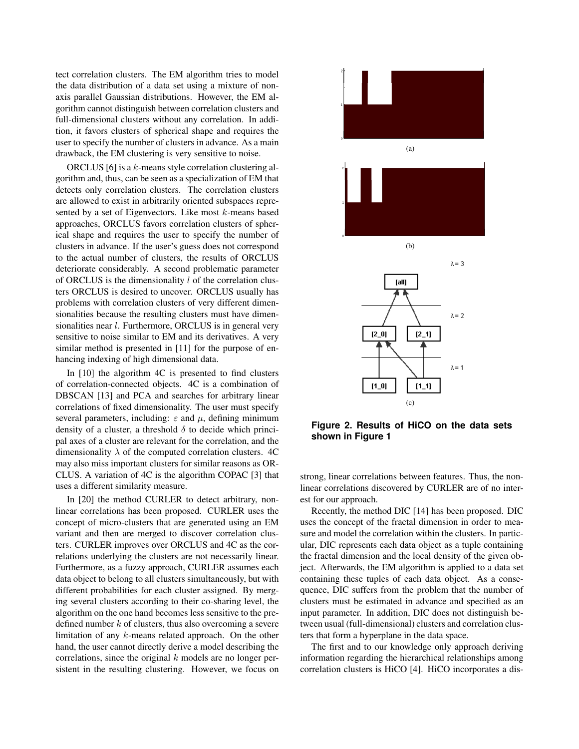tect correlation clusters. The EM algorithm tries to model the data distribution of a data set using a mixture of non-axis parallel Gaussian distributions. However, the EM algorithm cannot distinguish between correlation clusters and full-dimensional clusters without any correlation. In addition, it favors clusters of spherical shape and requires the user to specify the number of clusters in advance. As a main drawback, the EM clustering is very sensitive to noise.

ORCLUS [6] is a $k$-means style correlation clustering algorithm and, thus, can be seen as a specialization of EM that detects only correlation clusters. The correlation clusters are allowed to exist in arbitrarily oriented subspaces represented by a set of Eigenvectors. Like most $k$-means based approaches, ORCLUS favors correlation clusters of spherical shape and requires the user to specify the number of clusters in advance. If the user's guess does not correspond to the actual number of clusters, the results of ORCLUS deteriorate considerably. A second problematic parameter of ORCLUS is the dimensionality $l$ of the correlation clusters ORCLUS is desired to uncover. ORCLUS usually has problems with correlation clusters of very different dimensionalities because the resulting clusters must have dimensionalities near $l$. Furthermore, ORCLUS is in general very sensitive to noise similar to EM and its derivatives. A very similar method is presented in [11] for the purpose of enhancing indexing of high dimensional data.

In [10] the algorithm 4C is presented to find clusters of correlation-connected objects. 4C is a combination of DBSCAN [13] and PCA and searches for arbitrary linear correlations of fixed dimensionality. The user must specify several parameters, including: $\varepsilon$ and $\mu$, defining minimum density of a cluster, a threshold $\delta$ to decide which principal axes of a cluster are relevant for the correlation, and the dimensionality $\lambda$ of the computed correlation clusters. 4C may also miss important clusters for similar reasons as ORCLUS. A variation of 4C is the algorithm COPAC [3] that uses a different similarity measure.

In [20] the method CURLER to detect arbitrary, non-linear correlations has been proposed. CURLER uses the concept of micro-clusters that are generated using an EM variant and then are merged to discover correlation clusters. CURLER improves over ORCLUS and 4C as the correlations underlying the clusters are not necessarily linear. Furthermore, as a fuzzy approach, CURLER assumes each data object to belong to all clusters simultaneously, but with different probabilities for each cluster assigned. By merging several clusters according to their co-sharing level, the algorithm on the one hand becomes less sensitive to the predefined number $k$ of clusters, thus also overcoming a severe limitation of any $k$-means related approach. On the other hand, the user cannot directly derive a model describing the correlations, since the original $k$ models are no longer persistent in the resulting clustering. However, we focus on strong, linear correlations between features. Thus, the non-linear correlations discovered by CURLER are of no interest for our approach.

(a)

(b)

(c)

**Figure 2. Results of HiCO on the data sets shown in Figure 1**

Recently, the method DIC [14] has been proposed. DIC uses the concept of the fractal dimension in order to measure and model the correlation within the clusters. In particular, DIC represents each data object as a tuple containing the fractal dimension and the local density of the given object. Afterwards, the EM algorithm is applied to a data set containing these tuples of each data object. As a consequence, DIC suffers from the problem that the number of clusters must be estimated in advance and specified as an input parameter. In addition, DIC does not distinguish between usual (full-dimensional) clusters and correlation clusters that form a hyperplane in the data space.

The first and to our knowledge only approach deriving information regarding the hierarchical relationships among correlation clusters is HiCO [4]. HiCO incorporates a dis-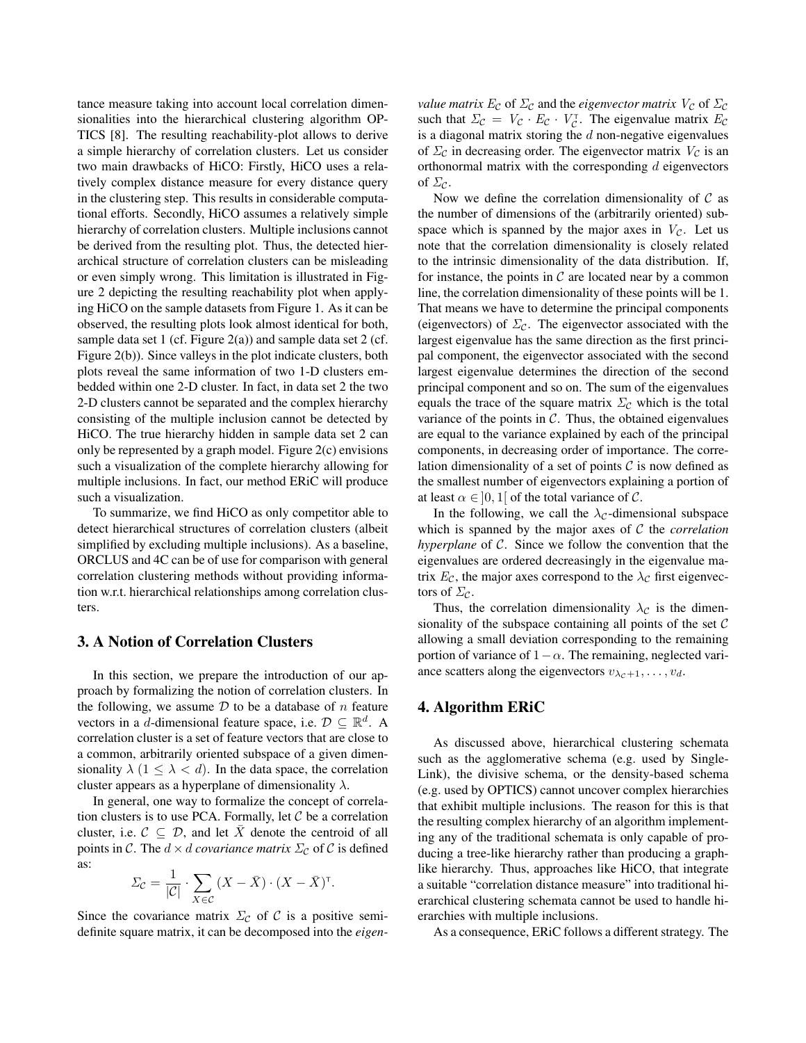tance measure taking into account local correlation dimensionalities into the hierarchical clustering algorithm OPTICS [8]. The resulting reachability-plot allows to derive a simple hierarchy of correlation clusters. Let us consider two main drawbacks of HiCO: Firstly, HiCO uses a relatively complex distance measure for every distance query in the clustering step. This results in considerable computational efforts. Secondly, HiCO assumes a relatively simple hierarchy of correlation clusters. Multiple inclusions cannot be derived from the resulting plot. Thus, the detected hierarchical structure of correlation clusters can be misleading or even simply wrong. This limitation is illustrated in Figure 2 depicting the resulting reachability plot when applying HiCO on the sample datasets from Figure 1. As it can be observed, the resulting plots look almost identical for both, sample data set 1 (cf. Figure 2(a)) and sample data set 2 (cf. Figure 2(b)). Since valleys in the plot indicate clusters, both plots reveal the same information of two 1-D clusters embedded within one 2-D cluster. In fact, in data set 2 the two 2-D clusters cannot be separated and the complex hierarchy consisting of the multiple inclusion cannot be detected by HiCO. The true hierarchy hidden in sample data set 2 can only be represented by a graph model. Figure 2(c) envisions such a visualization of the complete hierarchy allowing for multiple inclusions. In fact, our method ERiC will produce such a visualization.

To summarize, we find HiCO as only competitor able to detect hierarchical structures of correlation clusters (albeit simplified by excluding multiple inclusions). As a baseline, ORCLUS and 4C can be of use for comparison with general correlation clustering methods without providing information w.r.t. hierarchical relationships among correlation clusters.

## 3. A Notion of Correlation Clusters

In this section, we prepare the introduction of our approach by formalizing the notion of correlation clusters. In the following, we assume $\mathcal{D}$ to be a database of $n$ feature vectors in a $d$-dimensional feature space, i.e. $\mathcal{D} \subseteq \mathbb{R}^d$. A correlation cluster is a set of feature vectors that are close to a common, arbitrarily oriented subspace of a given dimensionality $\lambda$ ($1 \leq \lambda < d$). In the data space, the correlation cluster appears as a hyperplane of dimensionality $\lambda$.

In general, one way to formalize the concept of correlation clusters is to use PCA. Formally, let $\mathcal{C}$ be a correlation cluster, i.e. $\mathcal{C} \subseteq \mathcal{D}$, and let $\bar{X}$ denote the centroid of all points in $\mathcal{C}$. The $d \times d$ *covariance matrix* $\Sigma_\mathcal{C}$ of $\mathcal{C}$ is defined as:

$$\Sigma_\mathcal{C} = \frac{1}{|\mathcal{C}|} \cdot \sum_{X \in \mathcal{C}} (X - \bar{X}) \cdot (X - \bar{X})^\mathsf{T}.$$

Since the covariance matrix $\Sigma_\mathcal{C}$ of $\mathcal{C}$ is a positive semi-definite square matrix, it can be decomposed into the *eigenvalue matrix* $E_\mathcal{C}$ of $\Sigma_\mathcal{C}$ and the *eigenvector matrix* $V_\mathcal{C}$ of $\Sigma_\mathcal{C}$ such that $\Sigma_\mathcal{C} = V_\mathcal{C} \cdot E_\mathcal{C} \cdot V_\mathcal{C}^\mathsf{T}$. The eigenvalue matrix $E_\mathcal{C}$ is a diagonal matrix storing the $d$ non-negative eigenvalues of $\Sigma_\mathcal{C}$ in decreasing order. The eigenvector matrix $V_\mathcal{C}$ is an orthonormal matrix with the corresponding $d$ eigenvectors of $\Sigma_\mathcal{C}$.

Now we define the correlation dimensionality of $\mathcal{C}$ as the number of dimensions of the (arbitrarily oriented) subspace which is spanned by the major axes in $V_\mathcal{C}$. Let us note that the correlation dimensionality is closely related to the intrinsic dimensionality of the data distribution. If, for instance, the points in $\mathcal{C}$ are located near by a common line, the correlation dimensionality of these points will be 1. That means we have to determine the principal components (eigenvectors) of $\Sigma_\mathcal{C}$. The eigenvector associated with the largest eigenvalue has the same direction as the first principal component, the eigenvector associated with the second largest eigenvalue determines the direction of the second principal component and so on. The sum of the eigenvalues equals the trace of the square matrix $\Sigma_\mathcal{C}$ which is the total variance of the points in $\mathcal{C}$. Thus, the obtained eigenvalues are equal to the variance explained by each of the principal components, in decreasing order of importance. The correlation dimensionality of a set of points $\mathcal{C}$ is now defined as the smallest number of eigenvectors explaining a portion of at least $\alpha \in ]0, 1[$ of the total variance of $\mathcal{C}$.

In the following, we call the $\lambda_\mathcal{C}$-dimensional subspace which is spanned by the major axes of $\mathcal{C}$ the *correlation hyperplane* of $\mathcal{C}$. Since we follow the convention that the eigenvalues are ordered decreasingly in the eigenvalue matrix $E_\mathcal{C}$, the major axes correspond to the $\lambda_\mathcal{C}$ first eigenvectors of $\Sigma_\mathcal{C}$.

Thus, the correlation dimensionality $\lambda_\mathcal{C}$ is the dimensionality of the subspace containing all points of the set $\mathcal{C}$ allowing a small deviation corresponding to the remaining portion of variance of $1 - \alpha$. The remaining, neglected variance scatters along the eigenvectors $v_{\lambda_\mathcal{C}+1}, \ldots, v_d$.

## 4. Algorithm ERiC

As discussed above, hierarchical clustering schemata such as the agglomerative schema (e.g. used by Single-Link), the divisive schema, or the density-based schema (e.g. used by OPTICS) cannot uncover complex hierarchies that exhibit multiple inclusions. The reason for this is that the resulting complex hierarchy of an algorithm implementing any of the traditional schemata is only capable of producing a tree-like hierarchy rather than producing a graph-like hierarchy. Thus, approaches like HiCO, that integrate a suitable "correlation distance measure" into traditional hierarchical clustering schemata cannot be used to handle hierarchies with multiple inclusions.

As a consequence, ERiC follows a different strategy. The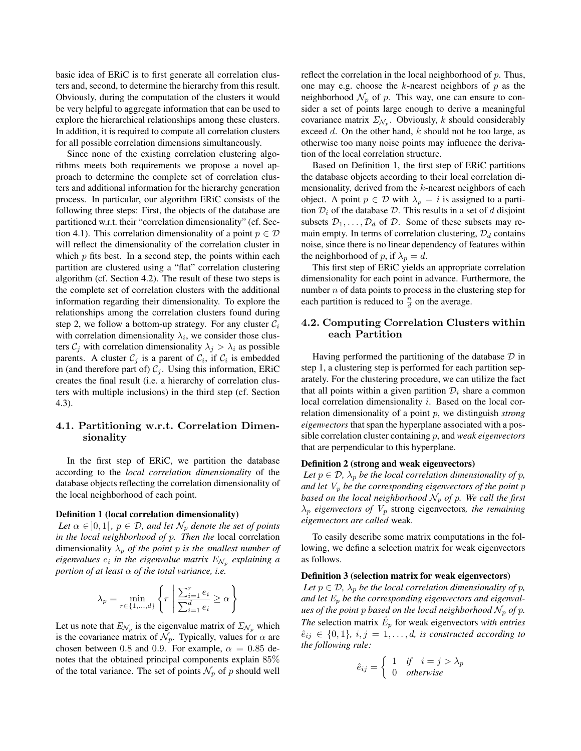basic idea of ERiC is to first generate all correlation clusters and, second, to determine the hierarchy from this result. Obviously, during the computation of the clusters it would be very helpful to aggregate information that can be used to explore the hierarchical relationships among these clusters. In addition, it is required to compute all correlation clusters for all possible correlation dimensions simultaneously.

Since none of the existing correlation clustering algorithms meets both requirements we propose a novel approach to determine the complete set of correlation clusters and additional information for the hierarchy generation process. In particular, our algorithm ERiC consists of the following three steps: First, the objects of the database are partitioned w.r.t. their "correlation dimensionality" (cf. Section 4.1). This correlation dimensionality of a point $p \in \mathcal{D}$ will reflect the dimensionality of the correlation cluster in which $p$ fits best. In a second step, the points within each partition are clustered using a "flat" correlation clustering algorithm (cf. Section 4.2). The result of these two steps is the complete set of correlation clusters with the additional information regarding their dimensionality. To explore the relationships among the correlation clusters found during step 2, we follow a bottom-up strategy. For any cluster $\mathcal{C}_i$ with correlation dimensionality $\lambda_i$, we consider those clusters $\mathcal{C}_j$ with correlation dimensionality $\lambda_j > \lambda_i$ as possible parents. A cluster $\mathcal{C}_j$ is a parent of $\mathcal{C}_i$, if $\mathcal{C}_i$ is embedded in (and therefore part of) $\mathcal{C}_j$. Using this information, ERiC creates the final result (i.e. a hierarchy of correlation clusters with multiple inclusions) in the third step (cf. Section 4.3).

### 4.1. Partitioning w.r.t. Correlation Dimensionality

In the first step of ERiC, we partition the database according to the *local correlation dimensionality* of the database objects reflecting the correlation dimensionality of the local neighborhood of each point.

**Definition 1 (local correlation dimensionality)**
*Let $\alpha \in ]0, 1[$, $p \in \mathcal{D}$, and let $\mathcal{N}_p$ denote the set of points in the local neighborhood of $p$. Then the* local correlation dimensionality *$\lambda_p$ of the point $p$ is the smallest number of eigenvalues $e_i$ in the eigenvalue matrix $E_{\mathcal{N}_p}$ explaining a portion of at least $\alpha$ of the total variance, i.e.*

$$\lambda_p = \min_{r \in \{1,\ldots,d\}} \left\{ r \;\middle|\; \frac{\sum_{i=1}^{r} e_i}{\sum_{i=1}^{d} e_i} \geq \alpha \right\}$$

Let us note that $E_{\mathcal{N}_p}$ is the eigenvalue matrix of $\Sigma_{\mathcal{N}_p}$ which is the covariance matrix of $\mathcal{N}_p$. Typically, values for $\alpha$ are chosen between $0.8$ and $0.9$. For example, $\alpha = 0.85$ denotes that the obtained principal components explain $85\%$ of the total variance. The set of points $\mathcal{N}_p$ of $p$ should well reflect the correlation in the local neighborhood of $p$. Thus, one may e.g. choose the $k$-nearest neighbors of $p$ as the neighborhood $\mathcal{N}_p$ of $p$. This way, one can ensure to consider a set of points large enough to derive a meaningful covariance matrix $\Sigma_{\mathcal{N}_p}$. Obviously, $k$ should considerably exceed $d$. On the other hand, $k$ should not be too large, as otherwise too many noise points may influence the derivation of the local correlation structure.

Based on Definition 1, the first step of ERiC partitions the database objects according to their local correlation dimensionality, derived from the $k$-nearest neighbors of each object. A point $p \in \mathcal{D}$ with $\lambda_p = i$ is assigned to a partition $\mathcal{D}_i$ of the database $\mathcal{D}$. This results in a set of $d$ disjoint subsets $\mathcal{D}_1, \ldots, \mathcal{D}_d$ of $\mathcal{D}$. Some of these subsets may remain empty. In terms of correlation clustering, $\mathcal{D}_d$ contains noise, since there is no linear dependency of features within the neighborhood of $p$, if $\lambda_p = d$.

This first step of ERiC yields an appropriate correlation dimensionality for each point in advance. Furthermore, the number $n$ of data points to process in the clustering step for each partition is reduced to $\frac{n}{d}$ on the average.

### 4.2. Computing Correlation Clusters within each Partition

Having performed the partitioning of the database $\mathcal{D}$ in step 1, a clustering step is performed for each partition separately. For the clustering procedure, we can utilize the fact that all points within a given partition $\mathcal{D}_i$ share a common local correlation dimensionality $i$. Based on the local correlation dimensionality of a point $p$, we distinguish *strong eigenvectors* that span the hyperplane associated with a possible correlation cluster containing $p$, and *weak eigenvectors* that are perpendicular to this hyperplane.

**Definition 2 (strong and weak eigenvectors)**
*Let $p \in \mathcal{D}$, $\lambda_p$ be the local correlation dimensionality of $p$, and let $V_p$ be the corresponding eigenvectors of the point $p$ based on the local neighborhood $\mathcal{N}_p$ of $p$. We call the first $\lambda_p$ eigenvectors of $V_p$* strong eigenvectors*, the remaining eigenvectors are called* weak*.*

To easily describe some matrix computations in the following, we define a selection matrix for weak eigenvectors as follows.

**Definition 3 (selection matrix for weak eigenvectors)**
*Let $p \in \mathcal{D}$, $\lambda_p$ be the local correlation dimensionality of $p$, and let $E_p$ be the corresponding eigenvectors and eigenvalues of the point $p$ based on the local neighborhood $\mathcal{N}_p$ of $p$. The* selection matrix *$\hat{E}_p$ for weak eigenvectors with entries $\hat{e}_{ij} \in \{0, 1\}$, $i, j = 1, \ldots, d$, is constructed according to the following rule:*

$$\hat{e}_{ij} = \begin{cases} 1 & \textit{if} \quad i = j > \lambda_p \\ 0 & \textit{otherwise} \end{cases}$$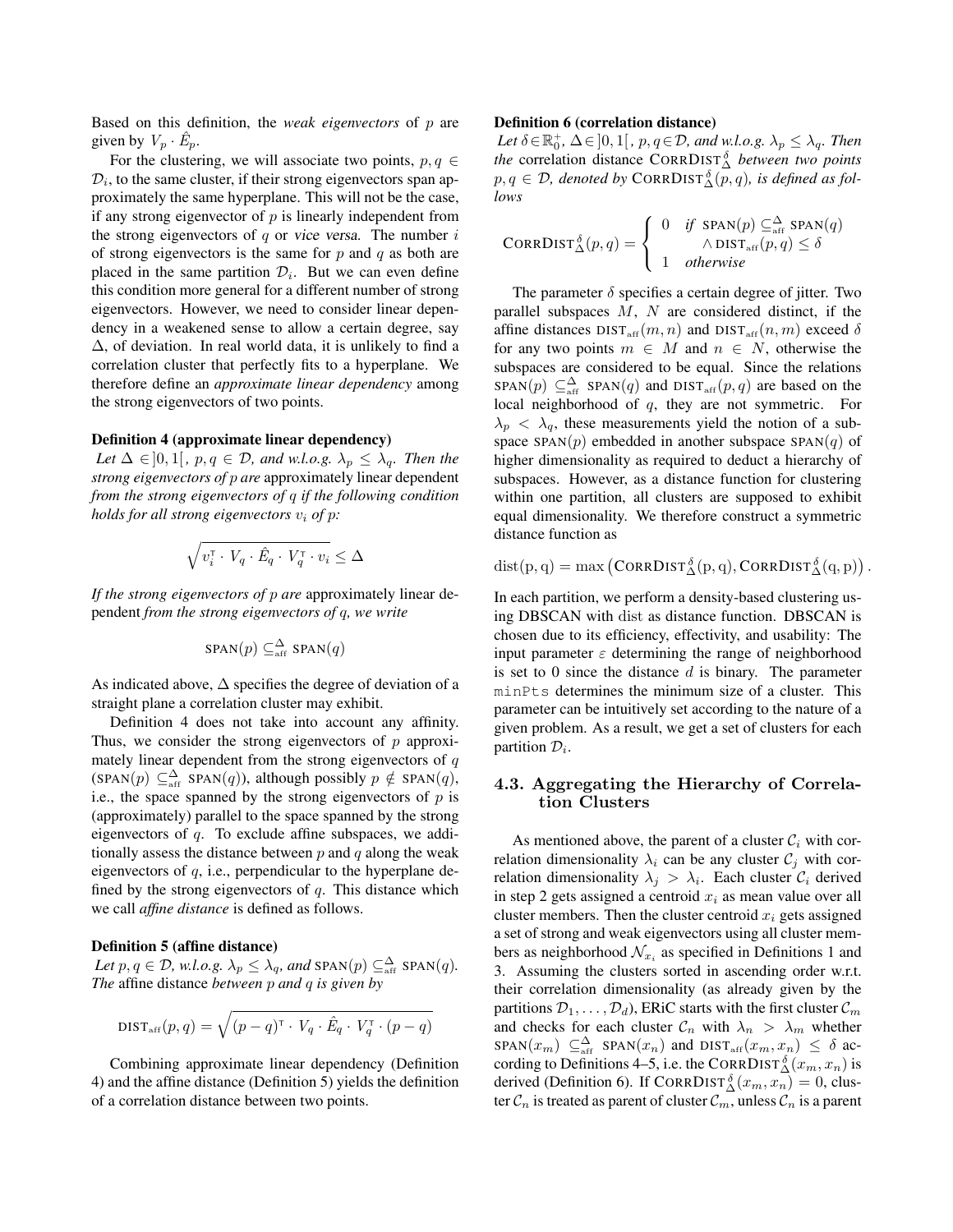Based on this definition, the *weak eigenvectors* of $p$ are given by $V_p \cdot \hat{E}_p$.

For the clustering, we will associate two points, $p, q \in \mathcal{D}_i$, to the same cluster, if their strong eigenvectors span approximately the same hyperplane. This will not be the case, if any strong eigenvector of $p$ is linearly independent from the strong eigenvectors of $q$ or *vice versa*. The number $i$ of strong eigenvectors is the same for $p$ and $q$ as both are placed in the same partition $\mathcal{D}_i$. But we can even define this condition more general for a different number of strong eigenvectors. However, we need to consider linear dependency in a weakened sense to allow a certain degree, say $\Delta$, of deviation. In real world data, it is unlikely to find a correlation cluster that perfectly fits to a hyperplane. We therefore define an *approximate linear dependency* among the strong eigenvectors of two points.

**Definition 4 (approximate linear dependency)**
*Let $\Delta \in ]0, 1[$, $p, q \in \mathcal{D}$, and w.l.o.g. $\lambda_p \leq \lambda_q$. Then the strong eigenvectors of $p$ are* approximately linear dependent *from the strong eigenvectors of $q$ if the following condition holds for all strong eigenvectors $v_i$ of $p$:*

$$\sqrt{v_i^{\mathsf{T}} \cdot V_q \cdot \hat{E}_q \cdot V_q^{\mathsf{T}} \cdot v_i} \leq \Delta$$

*If the strong eigenvectors of $p$ are* approximately linear dependent *from the strong eigenvectors of $q$, we write*

$$\text{SPAN}(p) \subseteq_{\text{aff}}^{\Delta} \text{SPAN}(q)$$

As indicated above, $\Delta$ specifies the degree of deviation of a straight plane a correlation cluster may exhibit.

Definition 4 does not take into account any affinity. Thus, we consider the strong eigenvectors of $p$ approximately linear dependent from the strong eigenvectors of $q$ ($\text{SPAN}(p) \subseteq_{\text{aff}}^{\Delta} \text{SPAN}(q)$), although possibly $p \notin \text{SPAN}(q)$, i.e., the space spanned by the strong eigenvectors of $p$ is (approximately) parallel to the space spanned by the strong eigenvectors of $q$. To exclude affine subspaces, we additionally assess the distance between $p$ and $q$ along the weak eigenvectors of $q$, i.e., perpendicular to the hyperplane defined by the strong eigenvectors of $q$. This distance which we call *affine distance* is defined as follows.

**Definition 5 (affine distance)**
*Let $p, q \in \mathcal{D}$, w.l.o.g. $\lambda_p \leq \lambda_q$, and $\text{SPAN}(p) \subseteq_{\text{aff}}^{\Delta} \text{SPAN}(q)$. The* affine distance *between $p$ and $q$ is given by*

$$\text{DIST}_{\text{aff}}(p, q) = \sqrt{(p - q)^{\mathsf{T}} \cdot V_q \cdot \hat{E}_q \cdot V_q^{\mathsf{T}} \cdot (p - q)}$$

Combining approximate linear dependency (Definition 4) and the affine distance (Definition 5) yields the definition of a correlation distance between two points.

**Definition 6 (correlation distance)**
*Let $\delta \in \mathbb{R}_0^+$, $\Delta \in ]0, 1[$, $p, q \in \mathcal{D}$, and w.l.o.g. $\lambda_p \leq \lambda_q$. Then the* correlation distance $\text{CORRDIST}_{\Delta}^{\delta}$ *between two points $p, q \in \mathcal{D}$, denoted by $\text{CORRDIST}_{\Delta}^{\delta}(p, q)$, is defined as follows*

$$\text{CORRDIST}_{\Delta}^{\delta}(p, q) = \begin{cases} 0 & \text{if } \text{SPAN}(p) \subseteq_{\text{aff}}^{\Delta} \text{SPAN}(q) \\ & \quad \wedge \text{DIST}_{\text{aff}}(p, q) \leq \delta \\ 1 & \text{otherwise} \end{cases}$$

The parameter $\delta$ specifies a certain degree of jitter. Two parallel subspaces $M$, $N$ are considered distinct, if the affine distances $\text{DIST}_{\text{aff}}(m, n)$ and $\text{DIST}_{\text{aff}}(n, m)$ exceed $\delta$ for any two points $m \in M$ and $n \in N$, otherwise the subspaces are considered to be equal. Since the relations $\text{SPAN}(p) \subseteq_{\text{aff}}^{\Delta} \text{SPAN}(q)$ and $\text{DIST}_{\text{aff}}(p, q)$ are based on the local neighborhood of $q$, they are not symmetric. For $\lambda_p < \lambda_q$, these measurements yield the notion of a subspace $\text{SPAN}(p)$ embedded in another subspace $\text{SPAN}(q)$ of higher dimensionality as required to deduct a hierarchy of subspaces. However, as a distance function for clustering within one partition, all clusters are supposed to exhibit equal dimensionality. We therefore construct a symmetric distance function as

$$\text{dist}(p, q) = \max\left(\text{CORRDIST}_{\Delta}^{\delta}(p, q), \text{CORRDIST}_{\Delta}^{\delta}(q, p)\right).$$

In each partition, we perform a density-based clustering using DBSCAN with dist as distance function. DBSCAN is chosen due to its efficiency, effectivity, and usability: The input parameter $\varepsilon$ determining the range of neighborhood is set to 0 since the distance $d$ is binary. The parameter `minPts` determines the minimum size of a cluster. This parameter can be intuitively set according to the nature of a given problem. As a result, we get a set of clusters for each partition $\mathcal{D}_i$.

### 4.3. Aggregating the Hierarchy of Correlation Clusters

As mentioned above, the parent of a cluster $\mathcal{C}_i$ with correlation dimensionality $\lambda_i$ can be any cluster $\mathcal{C}_j$ with correlation dimensionality $\lambda_j > \lambda_i$. Each cluster $\mathcal{C}_i$ derived in step 2 gets assigned a centroid $x_i$ as mean value over all cluster members. Then the cluster centroid $x_i$ gets assigned a set of strong and weak eigenvectors using all cluster members as neighborhood $\mathcal{N}_{x_i}$ as specified in Definitions 1 and 3. Assuming the clusters sorted in ascending order w.r.t. their correlation dimensionality (as already given by the partitions $\mathcal{D}_1, \ldots, \mathcal{D}_d$), ERiC starts with the first cluster $\mathcal{C}_m$ and checks for each cluster $\mathcal{C}_n$ with $\lambda_n > \lambda_m$ whether $\text{SPAN}(x_m) \subseteq_{\text{aff}}^{\Delta} \text{SPAN}(x_n)$ and $\text{DIST}_{\text{aff}}(x_m, x_n) \leq \delta$ according to Definitions 4–5, i.e. the $\text{CORRDIST}_{\Delta}^{\delta}(x_m, x_n)$ is derived (Definition 6). If $\text{CORRDIST}_{\Delta}^{\delta}(x_m, x_n) = 0$, cluster $\mathcal{C}_n$ is treated as parent of cluster $\mathcal{C}_m$, unless $\mathcal{C}_n$ is a parent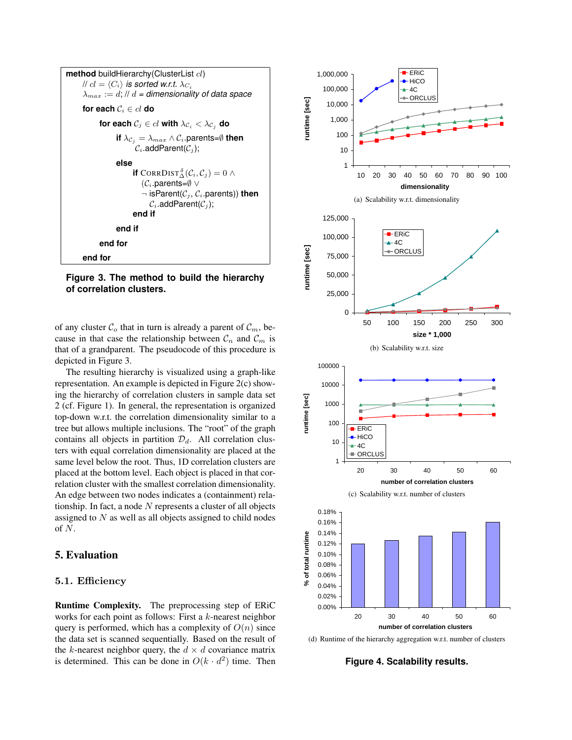```
method buildHierarchy(ClusterList cl)
    // cl = ⟨C_i⟩ is sorted w.r.t. λ_{C_i}
    λ_max := d; // d = dimensionality of data space
    for each C_i ∈ cl do
        for each C_j ∈ cl with λ_{C_i} < λ_{C_j} do
            if λ_{C_j} = λ_max ∧ C_i.parents=∅ then
                C_i.addParent(C_j);
            else
                if CorrDist^δ_Δ(C_i, C_j) = 0 ∧
                   (C_i.parents=∅ ∨
                   ¬ isParent(C_j, C_i.parents)) then
                    C_i.addParent(C_j);
                end if
            end if
        end for
    end for
```

**Figure 3. The method to build the hierarchy of correlation clusters.**

of any cluster $\mathcal{C}_o$ that in turn is already a parent of $\mathcal{C}_m$, because in that case the relationship between $\mathcal{C}_n$ and $\mathcal{C}_m$ is that of a grandparent. The pseudocode of this procedure is depicted in Figure 3.

The resulting hierarchy is visualized using a graph-like representation. An example is depicted in Figure 2(c) showing the hierarchy of correlation clusters in sample data set 2 (cf. Figure 1). In general, the representation is organized top-down w.r.t. the correlation dimensionality similar to a tree but allows multiple inclusions. The "root" of the graph contains all objects in partition $\mathcal{D}_d$. All correlation clusters with equal correlation dimensionality are placed at the same level below the root. Thus, 1D correlation clusters are placed at the bottom level. Each object is placed in that correlation cluster with the smallest correlation dimensionality. An edge between two nodes indicates a (containment) relationship. In fact, a node $N$ represents a cluster of all objects assigned to $N$ as well as all objects assigned to child nodes of $N$.

## 5. Evaluation

### 5.1. Efficiency

**Runtime Complexity.** The preprocessing step of ERiC works for each point as follows: First a $k$-nearest neighbor query is performed, which has a complexity of $O(n)$ since the data set is scanned sequentially. Based on the result of the $k$-nearest neighbor query, the $d \times d$ covariance matrix is determined. This can be done in $O(k \cdot d^2)$ time. Then

(a) Scalability w.r.t. dimensionality

(b) Scalability w.r.t. size

(c) Scalability w.r.t. number of clusters

(d) Runtime of the hierarchy aggregation w.r.t. number of clusters

**Figure 4. Scalability results.**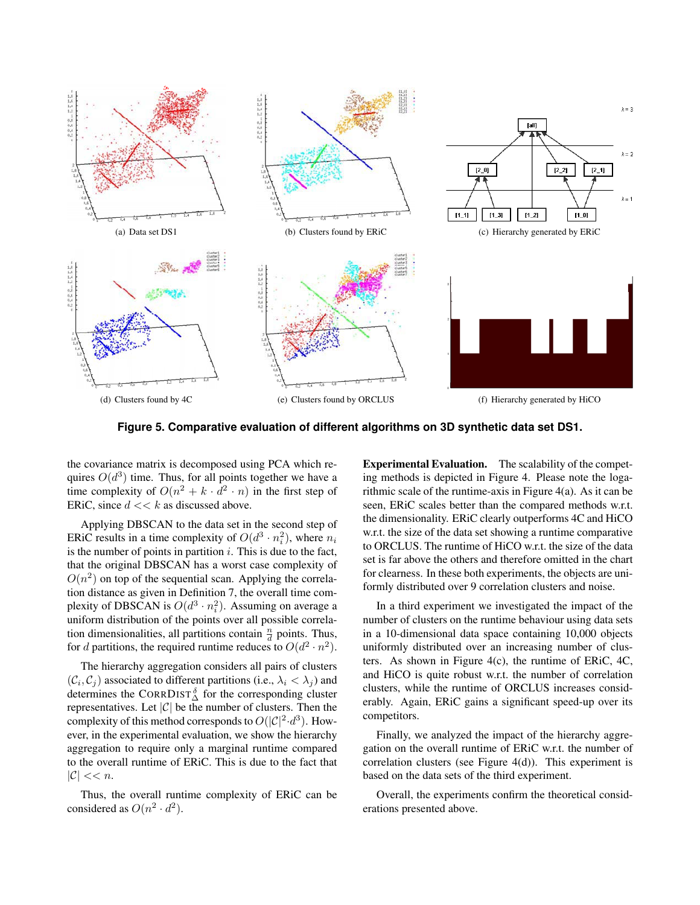(a) Data set DS1

(b) Clusters found by ERiC

(c) Hierarchy generated by ERiC

(d) Clusters found by 4C

(e) Clusters found by ORCLUS

(f) Hierarchy generated by HiCO

**Figure 5. Comparative evaluation of different algorithms on 3D synthetic data set DS1.**

the covariance matrix is decomposed using PCA which requires $O(d^3)$ time. Thus, for all points together we have a time complexity of $O(n^2 + k \cdot d^2 \cdot n)$ in the first step of ERiC, since $d << k$ as discussed above.

Applying DBSCAN to the data set in the second step of ERiC results in a time complexity of $O(d^3 \cdot n_i^2)$, where $n_i$ is the number of points in partition $i$. This is due to the fact, that the original DBSCAN has a worst case complexity of $O(n^2)$ on top of the sequential scan. Applying the correlation distance as given in Definition 7, the overall time complexity of DBSCAN is $O(d^3 \cdot n_i^2)$. Assuming on average a uniform distribution of the points over all possible correlation dimensionalities, all partitions contain $\frac{n}{d}$ points. Thus, for $d$ partitions, the required runtime reduces to $O(d^2 \cdot n^2)$.

The hierarchy aggregation considers all pairs of clusters $(\mathcal{C}_i, \mathcal{C}_j)$ associated to different partitions (i.e., $\lambda_i < \lambda_j$) and determines the $\text{CORRDIST}_{\Delta}^{\delta}$ for the corresponding cluster representatives. Let $|\mathcal{C}|$ be the number of clusters. Then the complexity of this method corresponds to $O(|\mathcal{C}|^2 \cdot d^3)$. However, in the experimental evaluation, we show the hierarchy aggregation to require only a marginal runtime compared to the overall runtime of ERiC. This is due to the fact that $|\mathcal{C}| << n$.

Thus, the overall runtime complexity of ERiC can be considered as $O(n^2 \cdot d^2)$.

**Experimental Evaluation.** The scalability of the competing methods is depicted in Figure 4. Please note the logarithmic scale of the runtime-axis in Figure 4(a). As it can be seen, ERiC scales better than the compared methods w.r.t. the dimensionality. ERiC clearly outperforms 4C and HiCO w.r.t. the size of the data set showing a runtime comparative to ORCLUS. The runtime of HiCO w.r.t. the size of the data set is far above the others and therefore omitted in the chart for clearness. In these both experiments, the objects are uniformly distributed over 9 correlation clusters and noise.

In a third experiment we investigated the impact of the number of clusters on the runtime behaviour using data sets in a 10-dimensional data space containing 10,000 objects uniformly distributed over an increasing number of clusters. As shown in Figure 4(c), the runtime of ERiC, 4C, and HiCO is quite robust w.r.t. the number of correlation clusters, while the runtime of ORCLUS increases considerably. Again, ERiC gains a significant speed-up over its competitors.

Finally, we analyzed the impact of the hierarchy aggregation on the overall runtime of ERiC w.r.t. the number of correlation clusters (see Figure 4(d)). This experiment is based on the data sets of the third experiment.

Overall, the experiments confirm the theoretical considerations presented above.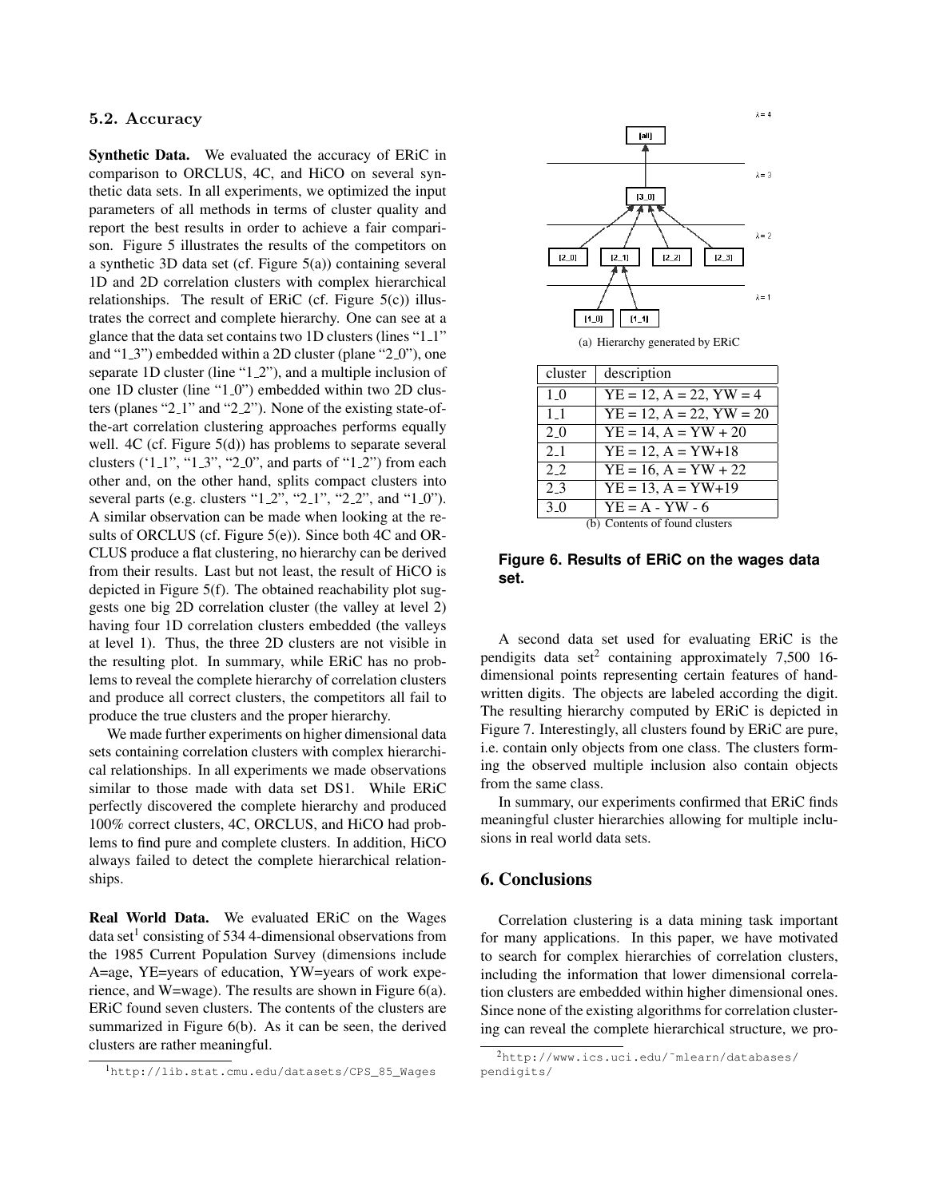### 5.2. Accuracy

**Synthetic Data.** We evaluated the accuracy of ERiC in comparison to ORCLUS, 4C, and HiCO on several synthetic data sets. In all experiments, we optimized the input parameters of all methods in terms of cluster quality and report the best results in order to achieve a fair comparison. Figure 5 illustrates the results of the competitors on a synthetic 3D data set (cf. Figure 5(a)) containing several 1D and 2D correlation clusters with complex hierarchical relationships. The result of ERiC (cf. Figure 5(c)) illustrates the correct and complete hierarchy. One can see at a glance that the data set contains two 1D clusters (lines "1_1" and "1_3") embedded within a 2D cluster (plane "2_0"), one separate 1D cluster (line "1_2"), and a multiple inclusion of one 1D cluster (line "1_0") embedded within two 2D clusters (planes "2_1" and "2_2"). None of the existing state-of-the-art correlation clustering approaches performs equally well. 4C (cf. Figure 5(d)) has problems to separate several clusters ('1_1", "1_3", "2_0", and parts of "1_2") from each other and, on the other hand, splits compact clusters into several parts (e.g. clusters "1_2", "2_1", "2_2", and "1_0"). A similar observation can be made when looking at the results of ORCLUS (cf. Figure 5(e)). Since both 4C and ORCLUS produce a flat clustering, no hierarchy can be derived from their results. Last but not least, the result of HiCO is depicted in Figure 5(f). The obtained reachability plot suggests one big 2D correlation cluster (the valley at level 2) having four 1D correlation clusters embedded (the valleys at level 1). Thus, the three 2D clusters are not visible in the resulting plot. In summary, while ERiC has no problems to reveal the complete hierarchy of correlation clusters and produce all correct clusters, the competitors all fail to produce the true clusters and the proper hierarchy.

We made further experiments on higher dimensional data sets containing correlation clusters with complex hierarchical relationships. In all experiments we made observations similar to those made with data set DS1. While ERiC perfectly discovered the complete hierarchy and produced 100% correct clusters, 4C, ORCLUS, and HiCO had problems to find pure and complete clusters. In addition, HiCO always failed to detect the complete hierarchical relationships.

**Real World Data.** We evaluated ERiC on the Wages data set[1] consisting of 534 4-dimensional observations from the 1985 Current Population Survey (dimensions include A=age, YE=years of education, YW=years of work experience, and W=wage). The results are shown in Figure 6(a). ERiC found seven clusters. The contents of the clusters are summarized in Figure 6(b). As it can be seen, the derived clusters are rather meaningful.

(a) Hierarchy generated by ERiC

| cluster | description |
|---|---|
| 1_0 | YE = 12, A = 22, YW = 4 |
| 1_1 | YE = 12, A = 22, YW = 20 |
| 2_0 | YE = 14, A = YW + 20 |
| 2_1 | YE = 12, A = YW+18 |
| 2_2 | YE = 16, A = YW + 22 |
| 2_3 | YE = 13, A = YW+19 |
| 3_0 | YE = A - YW - 6 |

(b) Contents of found clusters

**Figure 6. Results of ERiC on the wages data set.**

A second data set used for evaluating ERiC is the pendigits data set[2] containing approximately 7,500 16-dimensional points representing certain features of handwritten digits. The objects are labeled according the digit. The resulting hierarchy computed by ERiC is depicted in Figure 7. Interestingly, all clusters found by ERiC are pure, i.e. contain only objects from one class. The clusters forming the observed multiple inclusion also contain objects from the same class.

In summary, our experiments confirmed that ERiC finds meaningful cluster hierarchies allowing for multiple inclusions in real world data sets.

## 6. Conclusions

Correlation clustering is a data mining task important for many applications. In this paper, we have motivated to search for complex hierarchies of correlation clusters, including the information that lower dimensional correlation clusters are embedded within higher dimensional ones. Since none of the existing algorithms for correlation clustering can reveal the complete hierarchical structure, we pro-

[1] http://lib.stat.cmu.edu/datasets/CPS_85_Wages

[2] http://www.ics.uci.edu/~mlearn/databases/pendigits/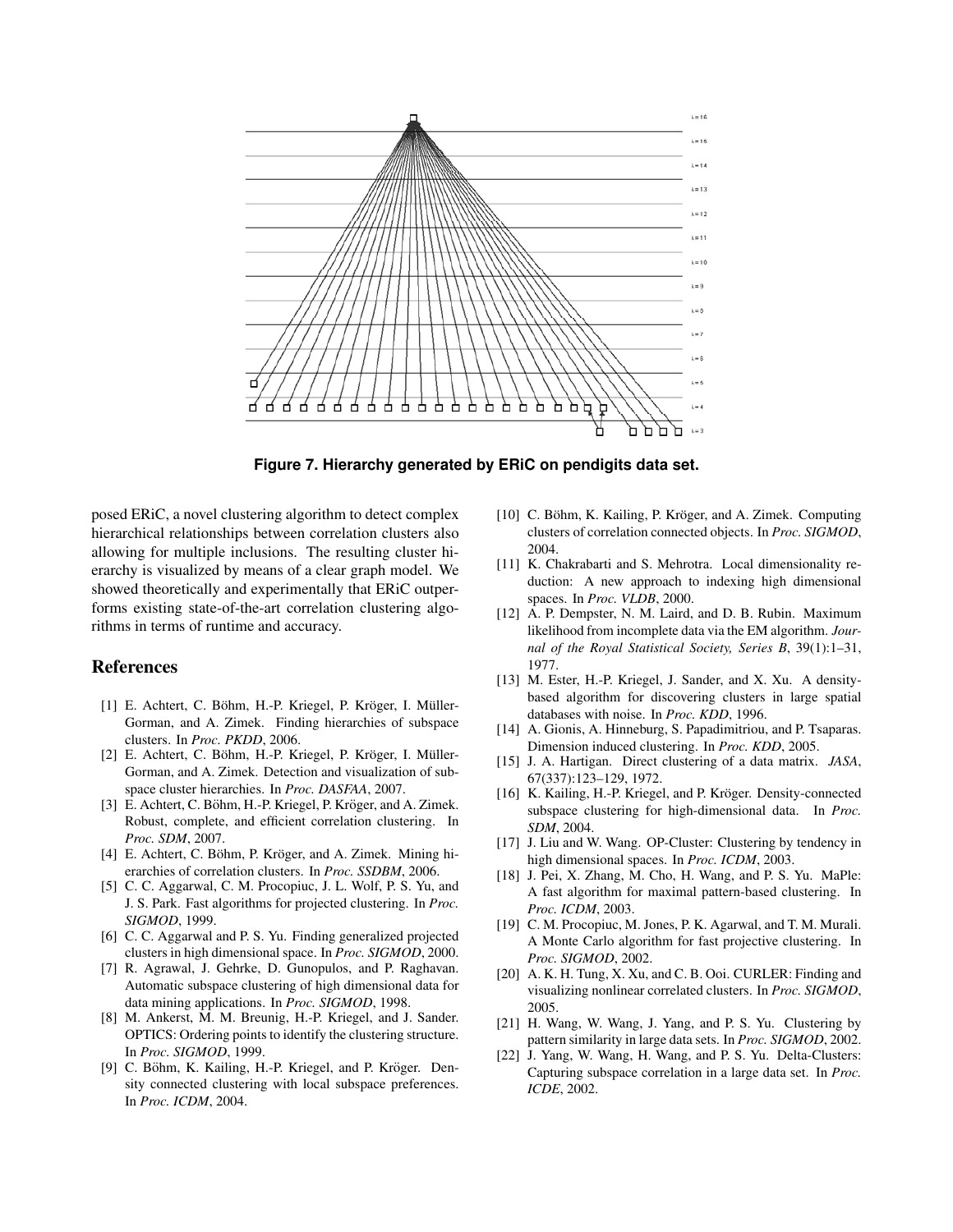λ = 16

λ = 15

λ = 14

λ = 13

λ = 12

λ = 11

λ = 10

λ = 9

λ = 8

λ = 7

λ = 6

λ = 5

λ = 4

λ = 3

**Figure 7. Hierarchy generated by ERiC on pendigits data set.**

posed ERiC, a novel clustering algorithm to detect complex hierarchical relationships between correlation clusters also allowing for multiple inclusions. The resulting cluster hierarchy is visualized by means of a clear graph model. We showed theoretically and experimentally that ERiC outperforms existing state-of-the-art correlation clustering algorithms in terms of runtime and accuracy.

## References

[1] E. Achtert, C. Böhm, H.-P. Kriegel, P. Kröger, I. Müller-Gorman, and A. Zimek. Finding hierarchies of subspace clusters. In *Proc. PKDD*, 2006.

[2] E. Achtert, C. Böhm, H.-P. Kriegel, P. Kröger, I. Müller-Gorman, and A. Zimek. Detection and visualization of subspace cluster hierarchies. In *Proc. DASFAA*, 2007.

[3] E. Achtert, C. Böhm, H.-P. Kriegel, P. Kröger, and A. Zimek. Robust, complete, and efficient correlation clustering. In *Proc. SDM*, 2007.

[4] E. Achtert, C. Böhm, P. Kröger, and A. Zimek. Mining hierarchies of correlation clusters. In *Proc. SSDBM*, 2006.

[5] C. C. Aggarwal, C. M. Procopiuc, J. L. Wolf, P. S. Yu, and J. S. Park. Fast algorithms for projected clustering. In *Proc. SIGMOD*, 1999.

[6] C. C. Aggarwal and P. S. Yu. Finding generalized projected clusters in high dimensional space. In *Proc. SIGMOD*, 2000.

[7] R. Agrawal, J. Gehrke, D. Gunopulos, and P. Raghavan. Automatic subspace clustering of high dimensional data for data mining applications. In *Proc. SIGMOD*, 1998.

[8] M. Ankerst, M. M. Breunig, H.-P. Kriegel, and J. Sander. OPTICS: Ordering points to identify the clustering structure. In *Proc. SIGMOD*, 1999.

[9] C. Böhm, K. Kailing, H.-P. Kriegel, and P. Kröger. Density connected clustering with local subspace preferences. In *Proc. ICDM*, 2004.

[10] C. Böhm, K. Kailing, P. Kröger, and A. Zimek. Computing clusters of correlation connected objects. In *Proc. SIGMOD*, 2004.

[11] K. Chakrabarti and S. Mehrotra. Local dimensionality reduction: A new approach to indexing high dimensional spaces. In *Proc. VLDB*, 2000.

[12] A. P. Dempster, N. M. Laird, and D. B. Rubin. Maximum likelihood from incomplete data via the EM algorithm. *Journal of the Royal Statistical Society, Series B*, 39(1):1–31, 1977.

[13] M. Ester, H.-P. Kriegel, J. Sander, and X. Xu. A density-based algorithm for discovering clusters in large spatial databases with noise. In *Proc. KDD*, 1996.

[14] A. Gionis, A. Hinneburg, S. Papadimitriou, and P. Tsaparas. Dimension induced clustering. In *Proc. KDD*, 2005.

[15] J. A. Hartigan. Direct clustering of a data matrix. *JASA*, 67(337):123–129, 1972.

[16] K. Kailing, H.-P. Kriegel, and P. Kröger. Density-connected subspace clustering for high-dimensional data. In *Proc. SDM*, 2004.

[17] J. Liu and W. Wang. OP-Cluster: Clustering by tendency in high dimensional spaces. In *Proc. ICDM*, 2003.

[18] J. Pei, X. Zhang, M. Cho, H. Wang, and P. S. Yu. MaPle: A fast algorithm for maximal pattern-based clustering. In *Proc. ICDM*, 2003.

[19] C. M. Procopiuc, M. Jones, P. K. Agarwal, and T. M. Murali. A Monte Carlo algorithm for fast projective clustering. In *Proc. SIGMOD*, 2002.

[20] A. K. H. Tung, X. Xu, and C. B. Ooi. CURLER: Finding and visualizing nonlinear correlated clusters. In *Proc. SIGMOD*, 2005.

[21] H. Wang, W. Wang, J. Yang, and P. S. Yu. Clustering by pattern similarity in large data sets. In *Proc. SIGMOD*, 2002.

[22] J. Yang, W. Wang, H. Wang, and P. S. Yu. Delta-Clusters: Capturing subspace correlation in a large data set. In *Proc. ICDE*, 2002.